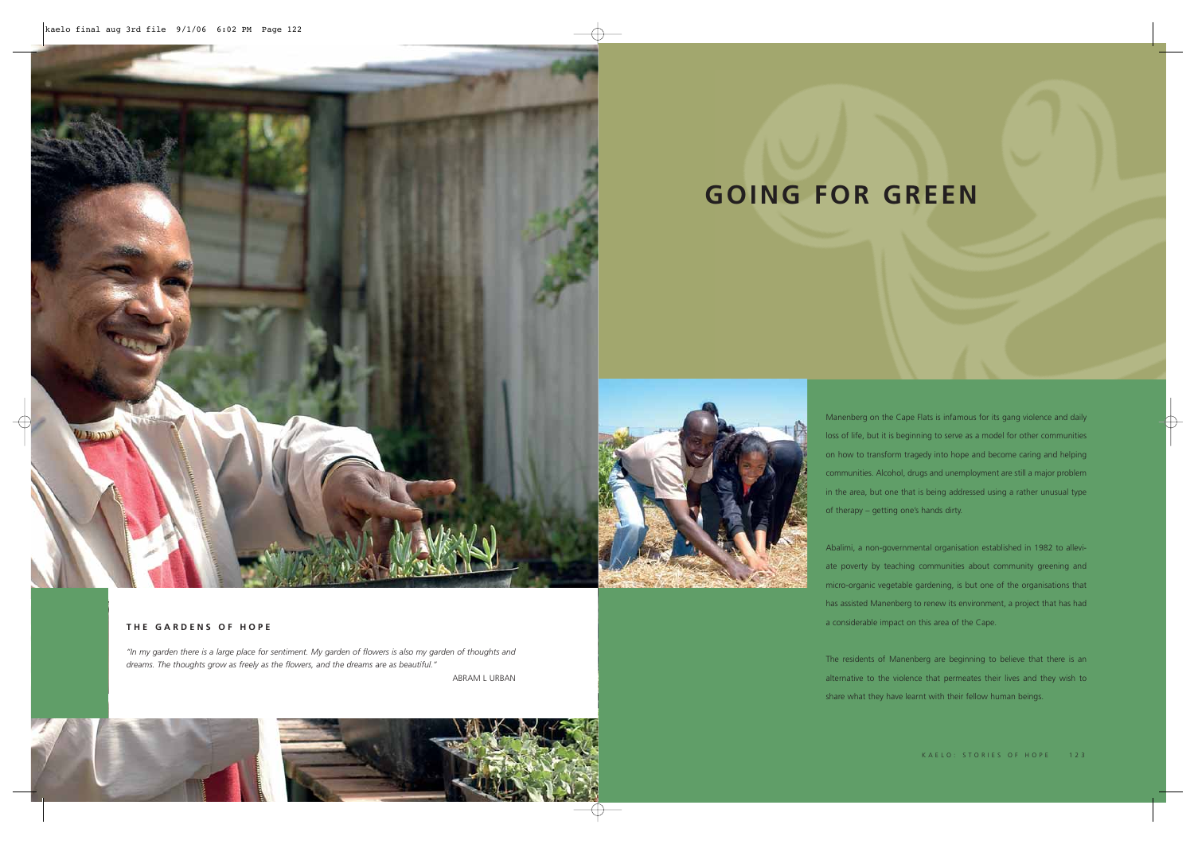# GOING FOR GREEN

## THE GARDENS OF HOPE

*"In my garden there is a large place for sentiment. My garden of flowers is also my garden of thoughts and dreams. The thoughts grow as freely as the flowers, and the dreams are as beautiful."*

ABRAM L URBAN

Manenberg on the Cape Flats is infamous for its gang violence and daily loss of life, but it is beginning to serve as a model for other communities on how to transform tragedy into hope and become caring and helping communities. Alcohol, drugs and unemployment are still a major problem in the area, but one that is being addressed using a rather unusual type of therapy – getting one's hands dirty.

Abalimi, a non-governmental organisation established in 1982 to alleviate poverty by teaching communities about community greening and micro-organic vegetable gardening, is but one of the organisations that has assisted Manenberg to renew its environment, a project that has had a considerable impact on this area of the Cape.

The residents of Manenberg are beginning to believe that there is an alternative to the violence that permeates their lives and they wish to share what they have learnt with their fellow human beings.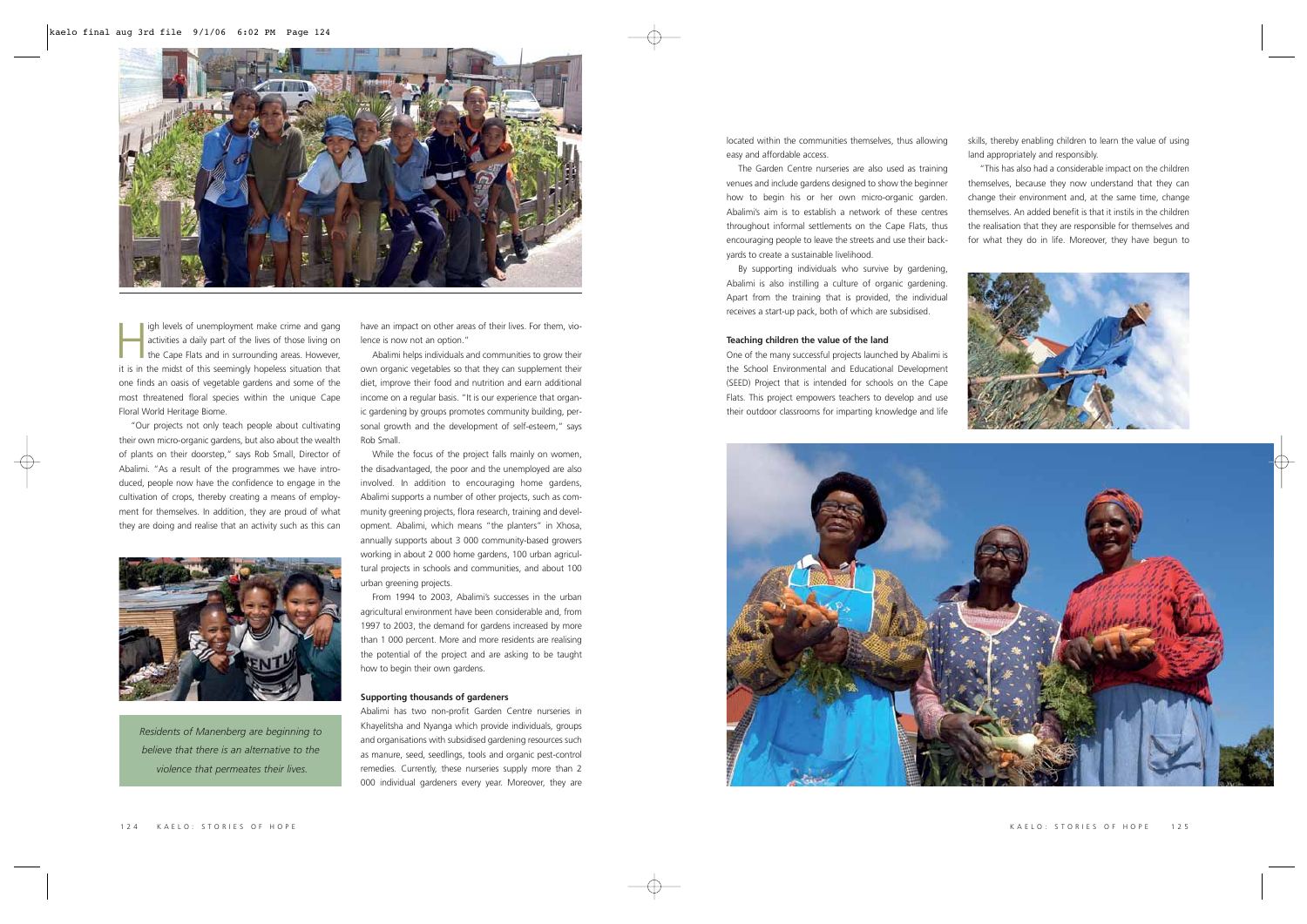High levels of unemployment make crime and gang activities a daily part of the lives of those living on the Cape Flats and in surrounding areas. However, it is in the midst of this seemingly hopeless situation that one finds an oasis of vegetable gardens and some of the most threatened floral species within the unique Cape Floral World Heritage Biome.

"Our projects not only teach people about cultivating their own micro-organic gardens, but also about the wealth of plants on their doorstep," says Rob Small, Director of Abalimi. "As a result of the programmes we have introduced, people now have the confidence to engage in the cultivation of crops, thereby creating a means of employment for themselves. In addition, they are proud of what they are doing and realise that an activity such as this can have an impact on other areas of their lives. For them, violence is now not an option."

*Residents of Manenberg are beginning to believe that there is an alternative to the violence that permeates their lives.*

Abalimi helps individuals and communities to grow their own organic vegetables so that they can supplement their diet, improve their food and nutrition and earn additional income on a regular basis. "It is our experience that organic gardening by groups promotes community building, personal growth and the development of self-esteem," says Rob Small.

While the focus of the project falls mainly on women, the disadvantaged, the poor and the unemployed are also involved. In addition to encouraging home gardens, Abalimi supports a number of other projects, such as community greening projects, flora research, training and development. Abalimi, which means "the planters" in Xhosa, annually supports about 3 000 community-based growers working in about 2 000 home gardens, 100 urban agricultural projects in schools and communities, and about 100 urban greening projects.

From 1994 to 2003, Abalimi's successes in the urban agricultural environment have been considerable and, from 1997 to 2003, the demand for gardens increased by more than 1 000 percent. More and more residents are realising the potential of the project and are asking to be taught how to begin their own gardens.

#### Supporting thousands of gardeners

Abalimi has two non-profit Garden Centre nurseries in Khayelitsha and Nyanga which provide individuals, groups and organisations with subsidised gardening resources such as manure, seed, seedlings, tools and organic pest-control remedies. Currently, these nurseries supply more than 2 000 individual gardeners every year. Moreover, they are located within the communities themselves, thus allowing easy and affordable access.

The Garden Centre nurseries are also used as training venues and include gardens designed to show the beginner how to begin his or her own micro-organic garden. Abalimi's aim is to establish a network of these centres throughout informal settlements on the Cape Flats, thus encouraging people to leave the streets and use their backyards to create a sustainable livelihood.

By supporting individuals who survive by gardening, Abalimi is also instilling a culture of organic gardening. Apart from the training that is provided, the individual receives a start-up pack, both of which are subsidised.

#### Teaching children the value of the land

One of the many successful projects launched by Abalimi is the School Environmental and Educational Development (SEED) Project that is intended for schools on the Cape Flats. This project empowers teachers to develop and use their outdoor classrooms for imparting knowledge and life skills, thereby enabling children to learn the value of using land appropriately and responsibly.

"This has also had a considerable impact on the children themselves, because they now understand that they can change their environment and, at the same time, change themselves. An added benefit is that it instils in the children the realisation that they are responsible for themselves and for what they do in life. Moreover, they have begun to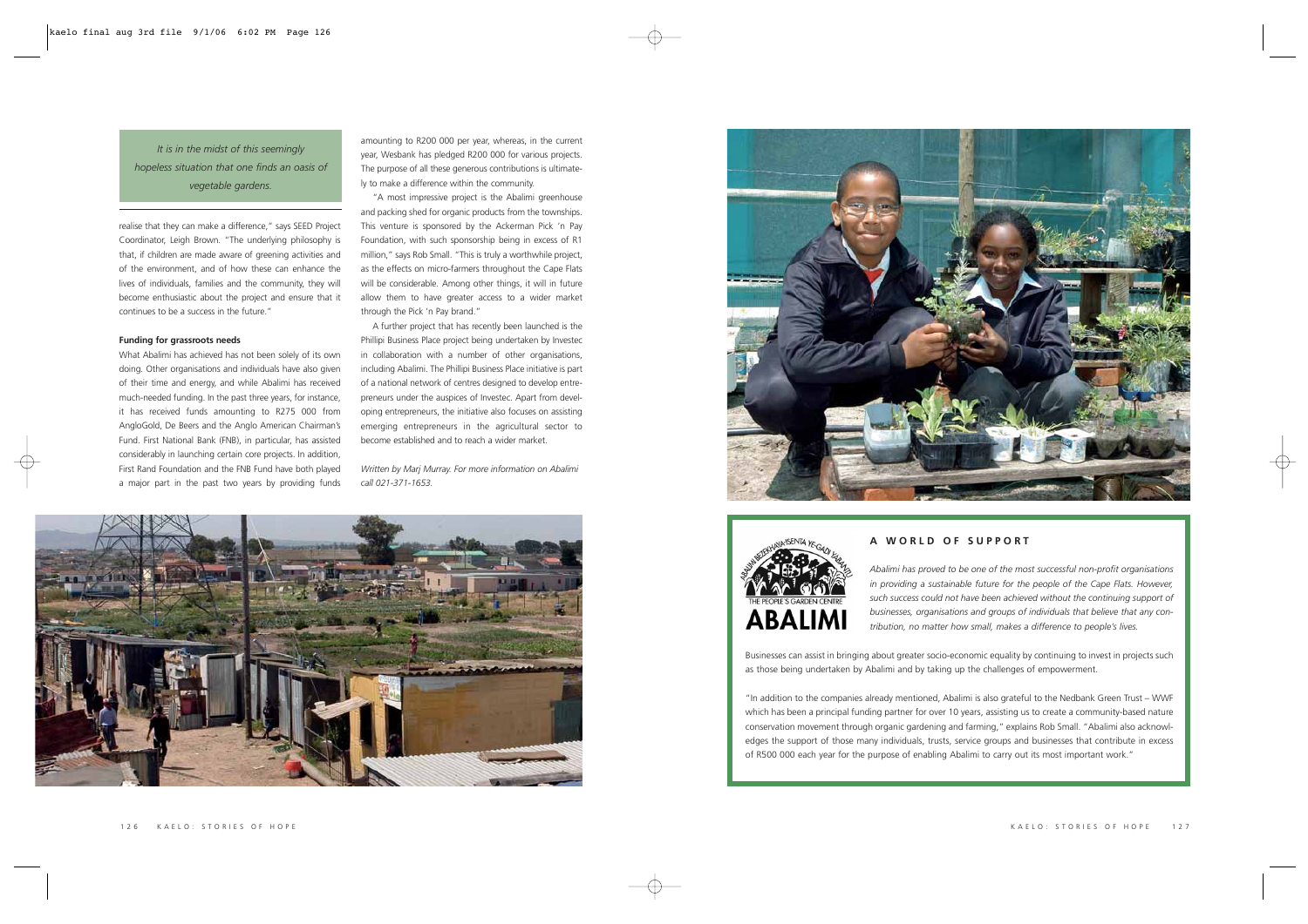*It is in the midst of this seemingly hopeless situation that one finds an oasis of vegetable gardens.*

realise that they can make a difference," says SEED Project Coordinator, Leigh Brown. "The underlying philosophy is that, if children are made aware of greening activities and of the environment, and of how these can enhance the lives of individuals, families and the community, they will become enthusiastic about the project and ensure that it continues to be a success in the future."

**Funding for grassroots needs**

What Abalimi has achieved has not been solely of its own doing. Other organisations and individuals have also given of their time and energy, and while Abalimi has received much-needed funding. In the past three years, for instance, it has received funds amounting to R275 000 from AngloGold, De Beers and the Anglo American Chairman's Fund. First National Bank (FNB), in particular, has assisted considerably in launching certain core projects. In addition, First Rand Foundation and the FNB Fund have both played a major part in the past two years by providing funds amounting to R200 000 per year, whereas, in the current year, Wesbank has pledged R200 000 for various projects. The purpose of all these generous contributions is ultimately to make a difference within the community.

"A most impressive project is the Abalimi greenhouse and packing shed for organic products from the townships. This venture is sponsored by the Ackerman Pick 'n Pay Foundation, with such sponsorship being in excess of R1 million," says Rob Small. "This is truly a worthwhile project, as the effects on micro-farmers throughout the Cape Flats will be considerable. Among other things, it will in future allow them to have greater access to a wider market through the Pick 'n Pay brand."

A further project that has recently been launched is the Phillipi Business Place project being undertaken by Investec in collaboration with a number of other organisations, including Abalimi. The Phillipi Business Place initiative is part of a national network of centres designed to develop entrepreneurs under the auspices of Investec. Apart from developing entrepreneurs, the initiative also focuses on assisting emerging entrepreneurs in the agricultural sector to become established and to reach a wider market.

*Written by Marj Murray. For more information on Abalimi call 021-371-1653.*

## A WORLD OF SUPPORT

ABALIMI BEZEKHAYA/ISENTA YE-GADI YABANTU
THE PEOPLE'S GARDEN CENTRE
ABALIMI

*Abalimi has proved to be one of the most successful non-profit organisations in providing a sustainable future for the people of the Cape Flats. However, such success could not have been achieved without the continuing support of businesses, organisations and groups of individuals that believe that any contribution, no matter how small, makes a difference to people's lives.*

Businesses can assist in bringing about greater socio-economic equality by continuing to invest in projects such as those being undertaken by Abalimi and by taking up the challenges of empowerment.

"In addition to the companies already mentioned, Abalimi is also grateful to the Nedbank Green Trust – WWF which has been a principal funding partner for over 10 years, assisting us to create a community-based nature conservation movement through organic gardening and farming," explains Rob Small. "Abalimi also acknowledges the support of those many individuals, trusts, service groups and businesses that contribute in excess of R500 000 each year for the purpose of enabling Abalimi to carry out its most important work."